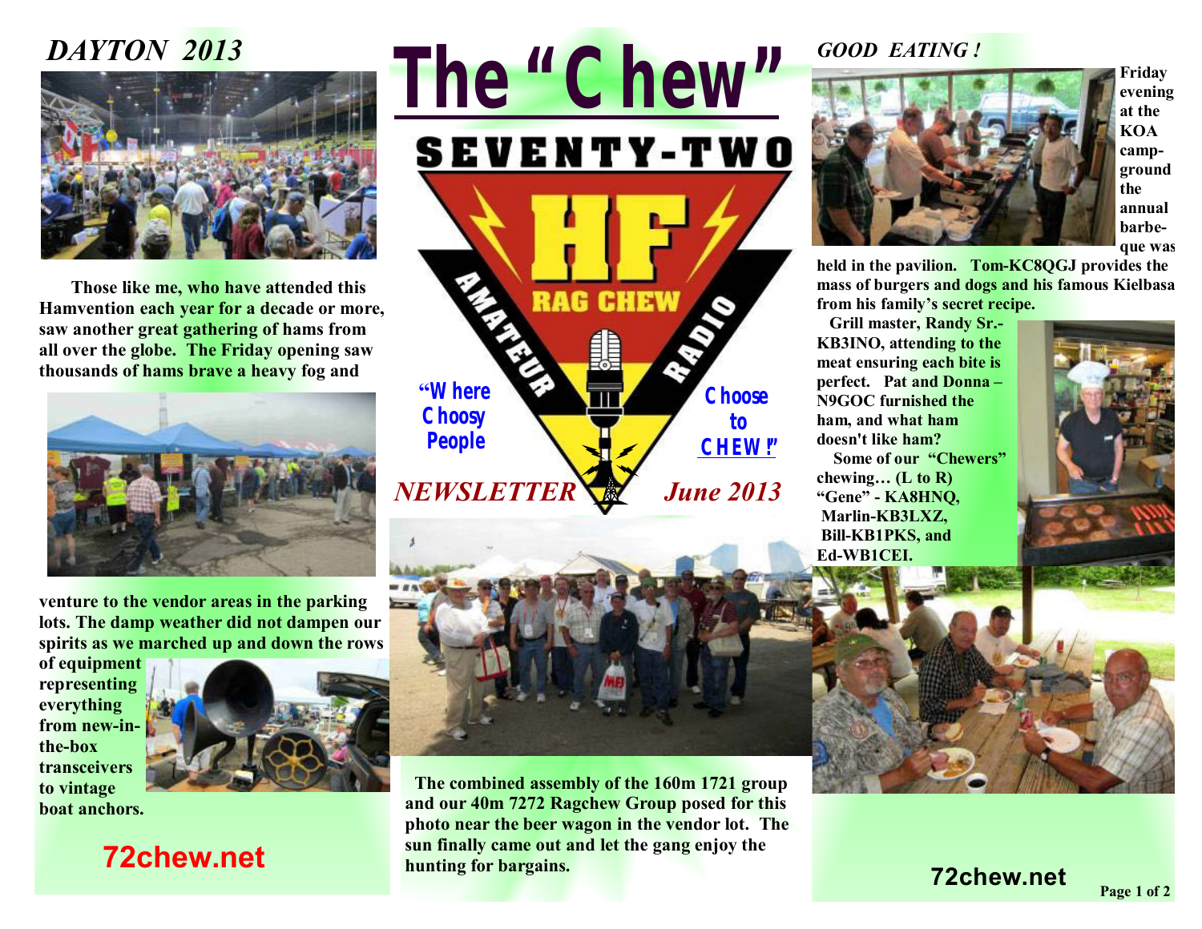# The "Chew"

SEVENTY-TWO HF RAG CHEW AMATEUR RADIO

"Where Choosy People Choose to CHEW!"

*NEWSLETTER* *June 2013*

## *DAYTON 2013*

Those like me, who have attended this Hamvention each year for a decade or more, saw another great gathering of hams from all over the globe. The Friday opening saw thousands of hams brave a heavy fog and venture to the vendor areas in the parking lots. The damp weather did not dampen our spirits as we marched up and down the rows of equipment representing everything from new-in-the-box transceivers to vintage boat anchors.

**72chew.net**

The combined assembly of the 160m 1721 group and our 40m 7272 Ragchew Group posed for this photo near the beer wagon in the vendor lot. The sun finally came out and let the gang enjoy the hunting for bargains.

## *GOOD EATING !*

Friday evening at the KOA campground the annual barbeque was held in the pavilion. Tom-KC8QGJ provides the mass of burgers and dogs and his famous Kielbasa from his family's secret recipe.

Grill master, Randy Sr.-KB3INO, attending to the meat ensuring each bite is perfect. Pat and Donna – N9GOC furnished the ham, and what ham doesn't like ham?

Some of our "Chewers" chewing… (L to R) "Gene" - KA8HNQ, Marlin-KB3LXZ, Bill-KB1PKS, and Ed-WB1CEI.

**72chew.net**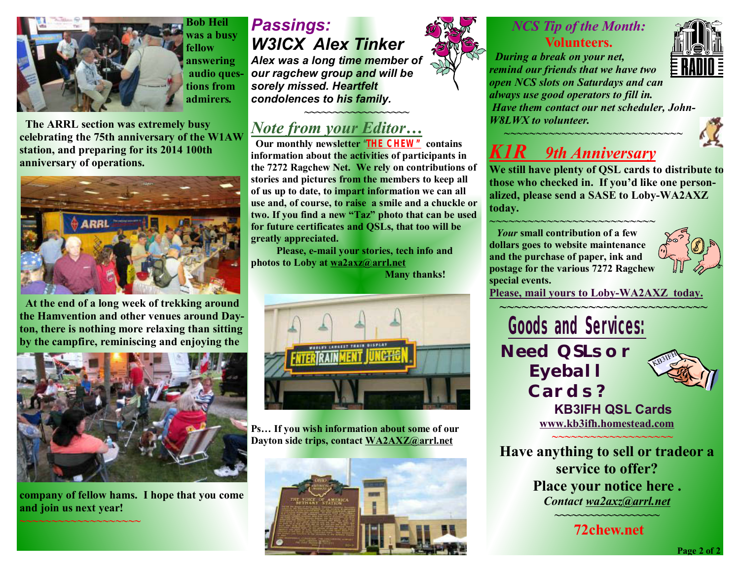**Bob Heil was a busy fellow answering audio questions from admirers.**

**The ARRL section was extremely busy celebrating the 75th anniversary of the W1AW station, and preparing for its 2014 100th anniversary of operations.**

**At the end of a long week of trekking around the Hamvention and other venues around Dayton, there is nothing more relaxing than sitting by the campfire, reminiscing and enjoying the company of fellow hams. I hope that you come and join us next year!**

~~~~~~~~~~~~~~~~~~~~

## *Passings: W3ICX Alex Tinker*

***Alex was a long time member of our ragchew group and will be sorely missed. Heartfelt condolences to his family.***

~~~~~~~~~~~~~~~~~~~~

## *Note from your Editor…*

**Our monthly newsletter "THE CHEW" contains information about the activities of participants in the 7272 Ragchew Net. We rely on contributions of stories and pictures from the members to keep all of us up to date, to impart information we can all use and, of course, to raise a smile and a chuckle or two. If you find a new "Taz" photo that can be used for future certificates and QSLs, that too will be greatly appreciated.**

**Please, e-mail your stories, tech info and photos to Loby at wa2axz@arrl.net**

**Many thanks!**

**Ps… If you wish information about some of our Dayton side trips, contact WA2AXZ@arrl.net**

## *NCS Tip of the Month:* Volunteers.

***During a break on your net, remind our friends that we have two open NCS slots on Saturdays and can always use good operators to fill in. Have them contact our net scheduler, John-W8LWX to volunteer.***

~~~~~~~~~~~~~~~~~~~~~~~~~~~~~~

## *K1R 9th Anniversary*

**We still have plenty of QSL cards to distribute to those who checked in. If you'd like one personalized, please send a SASE to Loby-WA2AXZ today.**

~~~~~~~~~~~~~~~~~~~~~~~~~~~~

***Your* small contribution of a few dollars goes to website maintenance and the purchase of paper, ink and postage for the various 7272 Ragchew special events.**

**Please, mail yours to Loby-WA2AXZ today.**

~~~~~~~~~~~~~~~~~~~~~~~~~~~~~~

## Goods and Services:

**Need QSLs or Eyeball Cards?**

**KB3IFH QSL Cards**

**www.kb3ifh.homestead.com**

~~~~~~~~~~~~~~~~~~~~

**Have anything to sell or tradeor a service to offer?**

**Place your notice here .**

***Contact wa2axz@arrl.net***

~~~~~~~~~~~~~~~~~~~~

**72chew.net**